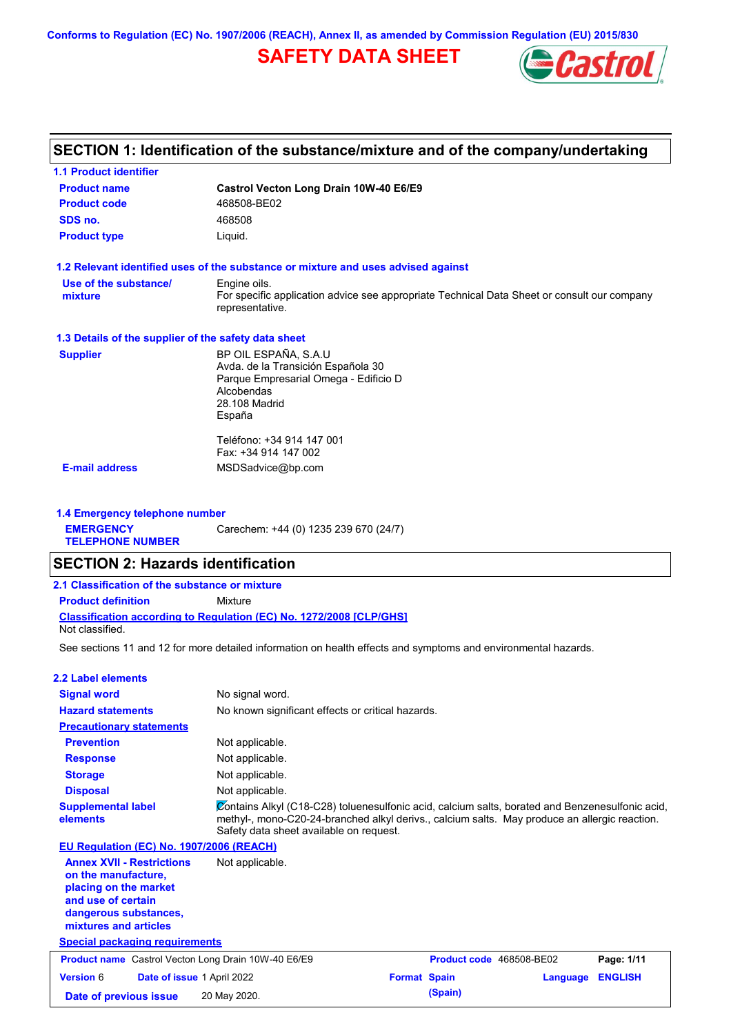Conforms to Regulation (EC) No. 1907/2006 (REACH), Annex II, as amended by Commission Regulation (EU) 2015/830

# SAFETY DATA SHEET

## SECTION 1: Identification of the substance/mixture and of the company/undertaking

### 1.1 Product identifier

| | |
|---|---|
| **Product name** | **Castrol Vecton Long Drain 10W-40 E6/E9** |
| **Product code** | 468508-BE02 |
| **SDS no.** | 468508 |
| **Product type** | Liquid. |

### 1.2 Relevant identified uses of the substance or mixture and uses advised against

| | |
|---|---|
| **Use of the substance/ mixture** | Engine oils.<br>For specific application advice see appropriate Technical Data Sheet or consult our company representative. |

### 1.3 Details of the supplier of the safety data sheet

| | |
|---|---|
| **Supplier** | BP OIL ESPAÑA, S.A.U<br>Avda. de la Transición Española 30<br>Parque Empresarial Omega - Edificio D<br>Alcobendas<br>28.108 Madrid<br>España<br><br>Teléfono: +34 914 147 001<br>Fax: +34 914 147 002 |
| **E-mail address** | MSDSadvice@bp.com |

### 1.4 Emergency telephone number

| | |
|---|---|
| **EMERGENCY TELEPHONE NUMBER** | Carechem: +44 (0) 1235 239 670 (24/7) |

## SECTION 2: Hazards identification

### 2.1 Classification of the substance or mixture

**Product definition** Mixture

**Classification according to Regulation (EC) No. 1272/2008 [CLP/GHS]**

Not classified.

See sections 11 and 12 for more detailed information on health effects and symptoms and environmental hazards.

### 2.2 Label elements

| | |
|---|---|
| **Signal word** | No signal word. |
| **Hazard statements** | No known significant effects or critical hazards. |
| **Precautionary statements** | |
| **Prevention** | Not applicable. |
| **Response** | Not applicable. |
| **Storage** | Not applicable. |
| **Disposal** | Not applicable. |
| **Supplemental label elements** | Contains Alkyl (C18-C28) toluenesulfonic acid, calcium salts, borated and Benzenesulfonic acid, methyl-, mono-C20-24-branched alkyl derivs., calcium salts. May produce an allergic reaction. Safety data sheet available on request. |

**EU Regulation (EC) No. 1907/2006 (REACH)**

| | |
|---|---|
| **Annex XVII - Restrictions on the manufacture, placing on the market and use of certain dangerous substances, mixtures and articles** | Not applicable. |

**Special packaging requirements**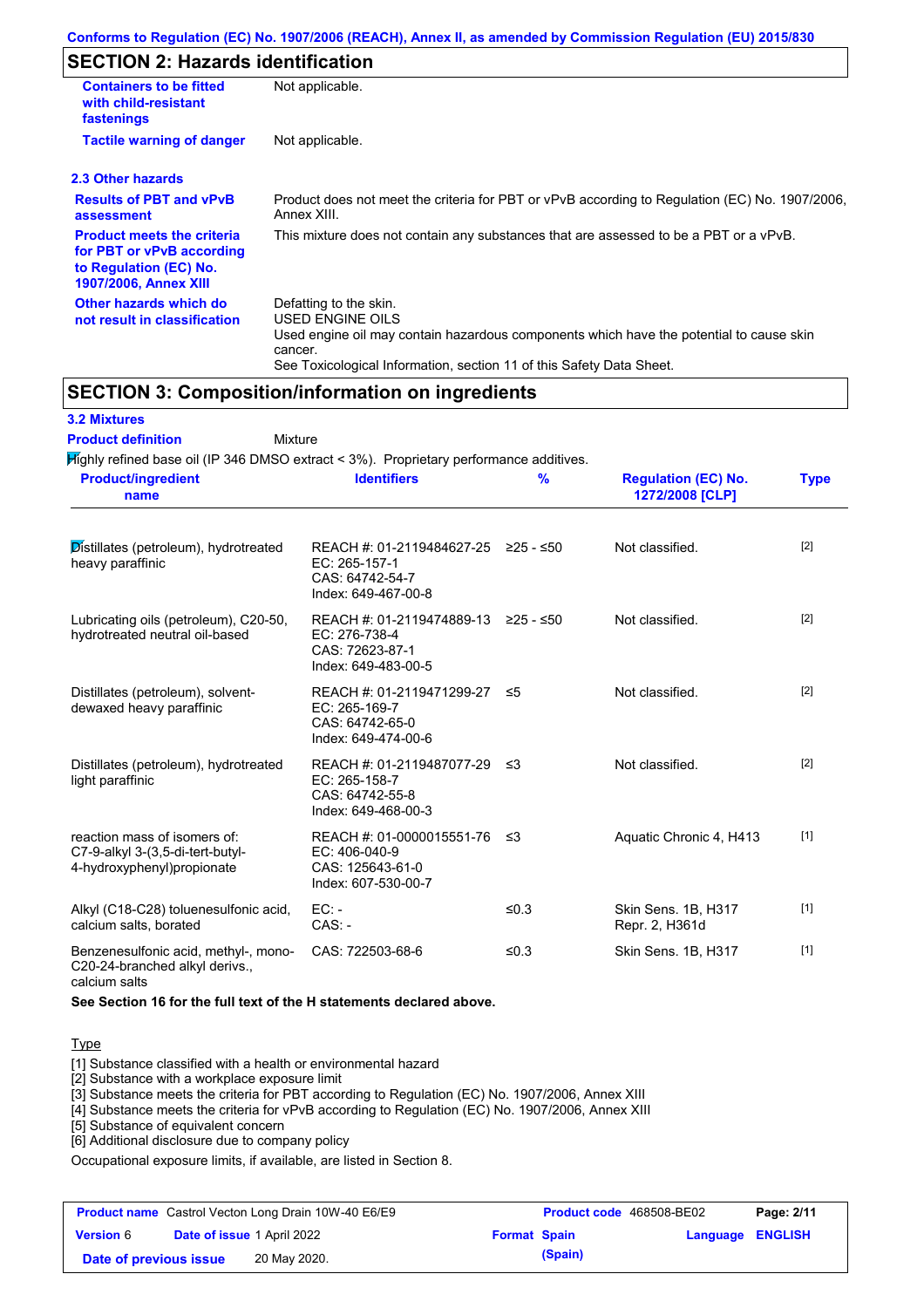## SECTION 2: Hazards identification

| | |
|---|---|
| **Containers to be fitted with child-resistant fastenings** | Not applicable. |
| **Tactile warning of danger** | Not applicable. |

### 2.3 Other hazards

| | |
|---|---|
| **Results of PBT and vPvB assessment** | Product does not meet the criteria for PBT or vPvB according to Regulation (EC) No. 1907/2006, Annex XIII. |
| **Product meets the criteria for PBT or vPvB according to Regulation (EC) No. 1907/2006, Annex XIII** | This mixture does not contain any substances that are assessed to be a PBT or a vPvB. |
| **Other hazards which do not result in classification** | Defatting to the skin.<br>USED ENGINE OILS<br>Used engine oil may contain hazardous components which have the potential to cause skin cancer.<br>See Toxicological Information, section 11 of this Safety Data Sheet. |

## SECTION 3: Composition/information on ingredients

### 3.2 Mixtures

**Product definition** Mixture

Highly refined base oil (IP 346 DMSO extract < 3%). Proprietary performance additives.

| Product/ingredient name | Identifiers | % | Regulation (EC) No. 1272/2008 [CLP] | Type |
|---|---|---|---|---|
| Distillates (petroleum), hydrotreated heavy paraffinic | REACH #: 01-2119484627-25<br>EC: 265-157-1<br>CAS: 64742-54-7<br>Index: 649-467-00-8 | ≥25 - ≤50 | Not classified. | [2] |
| Lubricating oils (petroleum), C20-50, hydrotreated neutral oil-based | REACH #: 01-2119474889-13<br>EC: 276-738-4<br>CAS: 72623-87-1<br>Index: 649-483-00-5 | ≥25 - ≤50 | Not classified. | [2] |
| Distillates (petroleum), solvent-dewaxed heavy paraffinic | REACH #: 01-2119471299-27<br>EC: 265-169-7<br>CAS: 64742-65-0<br>Index: 649-474-00-6 | ≤5 | Not classified. | [2] |
| Distillates (petroleum), hydrotreated light paraffinic | REACH #: 01-2119487077-29<br>EC: 265-158-7<br>CAS: 64742-55-8<br>Index: 649-468-00-3 | ≤3 | Not classified. | [2] |
| reaction mass of isomers of: C7-9-alkyl 3-(3,5-di-tert-butyl-4-hydroxyphenyl)propionate | REACH #: 01-0000015551-76<br>EC: 406-040-9<br>CAS: 125643-61-0<br>Index: 607-530-00-7 | ≤3 | Aquatic Chronic 4, H413 | [1] |
| Alkyl (C18-C28) toluenesulfonic acid, calcium salts, borated | EC: -<br>CAS: - | ≤0.3 | Skin Sens. 1B, H317<br>Repr. 2, H361d | [1] |
| Benzenesulfonic acid, methyl-, mono-C20-24-branched alkyl derivs., calcium salts | CAS: 722503-68-6 | ≤0.3 | Skin Sens. 1B, H317 | [1] |

**See Section 16 for the full text of the H statements declared above.**

Type

[1] Substance classified with a health or environmental hazard
[2] Substance with a workplace exposure limit
[3] Substance meets the criteria for PBT according to Regulation (EC) No. 1907/2006, Annex XIII
[4] Substance meets the criteria for vPvB according to Regulation (EC) No. 1907/2006, Annex XIII
[5] Substance of equivalent concern
[6] Additional disclosure due to company policy

Occupational exposure limits, if available, are listed in Section 8.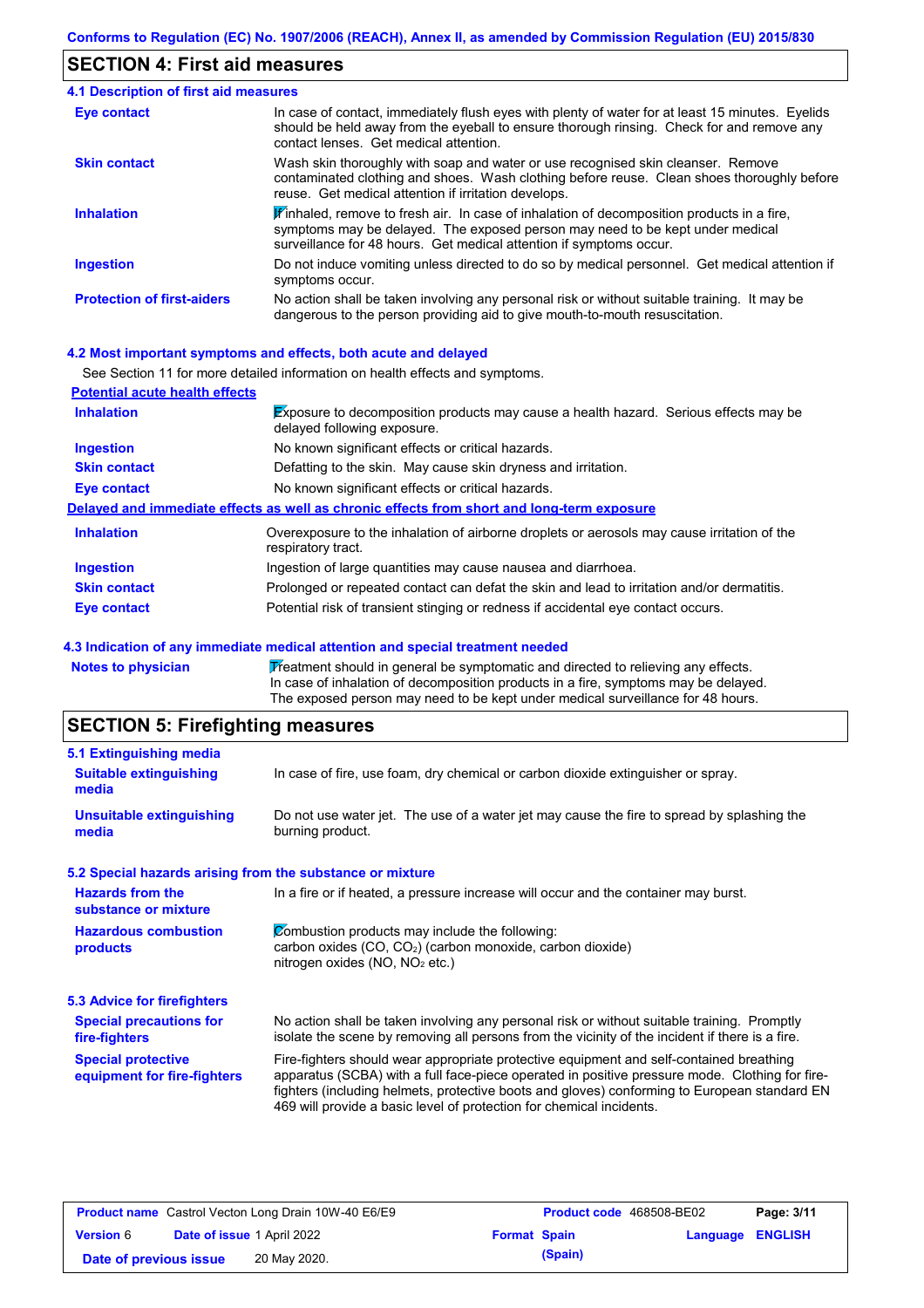## SECTION 4: First aid measures

### 4.1 Description of first aid measures

| | |
|---|---|
| **Eye contact** | In case of contact, immediately flush eyes with plenty of water for at least 15 minutes. Eyelids should be held away from the eyeball to ensure thorough rinsing. Check for and remove any contact lenses. Get medical attention. |
| **Skin contact** | Wash skin thoroughly with soap and water or use recognised skin cleanser. Remove contaminated clothing and shoes. Wash clothing before reuse. Clean shoes thoroughly before reuse. Get medical attention if irritation develops. |
| **Inhalation** | If inhaled, remove to fresh air. In case of inhalation of decomposition products in a fire, symptoms may be delayed. The exposed person may need to be kept under medical surveillance for 48 hours. Get medical attention if symptoms occur. |
| **Ingestion** | Do not induce vomiting unless directed to do so by medical personnel. Get medical attention if symptoms occur. |
| **Protection of first-aiders** | No action shall be taken involving any personal risk or without suitable training. It may be dangerous to the person providing aid to give mouth-to-mouth resuscitation. |

### 4.2 Most important symptoms and effects, both acute and delayed

See Section 11 for more detailed information on health effects and symptoms.

**Potential acute health effects**

| | |
|---|---|
| **Inhalation** | Exposure to decomposition products may cause a health hazard. Serious effects may be delayed following exposure. |
| **Ingestion** | No known significant effects or critical hazards. |
| **Skin contact** | Defatting to the skin. May cause skin dryness and irritation. |
| **Eye contact** | No known significant effects or critical hazards. |

**Delayed and immediate effects as well as chronic effects from short and long-term exposure**

| | |
|---|---|
| **Inhalation** | Overexposure to the inhalation of airborne droplets or aerosols may cause irritation of the respiratory tract. |
| **Ingestion** | Ingestion of large quantities may cause nausea and diarrhoea. |
| **Skin contact** | Prolonged or repeated contact can defat the skin and lead to irritation and/or dermatitis. |
| **Eye contact** | Potential risk of transient stinging or redness if accidental eye contact occurs. |

### 4.3 Indication of any immediate medical attention and special treatment needed

| | |
|---|---|
| **Notes to physician** | Treatment should in general be symptomatic and directed to relieving any effects. In case of inhalation of decomposition products in a fire, symptoms may be delayed. The exposed person may need to be kept under medical surveillance for 48 hours. |

## SECTION 5: Firefighting measures

### 5.1 Extinguishing media

| | |
|---|---|
| **Suitable extinguishing media** | In case of fire, use foam, dry chemical or carbon dioxide extinguisher or spray. |
| **Unsuitable extinguishing media** | Do not use water jet. The use of a water jet may cause the fire to spread by splashing the burning product. |

### 5.2 Special hazards arising from the substance or mixture

| | |
|---|---|
| **Hazards from the substance or mixture** | In a fire or if heated, a pressure increase will occur and the container may burst. |
| **Hazardous combustion products** | Combustion products may include the following: carbon oxides (CO, $CO_2$) (carbon monoxide, carbon dioxide) nitrogen oxides (NO, $NO_2$ etc.) |

### 5.3 Advice for firefighters

| | |
|---|---|
| **Special precautions for fire-fighters** | No action shall be taken involving any personal risk or without suitable training. Promptly isolate the scene by removing all persons from the vicinity of the incident if there is a fire. |
| **Special protective equipment for fire-fighters** | Fire-fighters should wear appropriate protective equipment and self-contained breathing apparatus (SCBA) with a full face-piece operated in positive pressure mode. Clothing for fire-fighters (including helmets, protective boots and gloves) conforming to European standard EN 469 will provide a basic level of protection for chemical incidents. |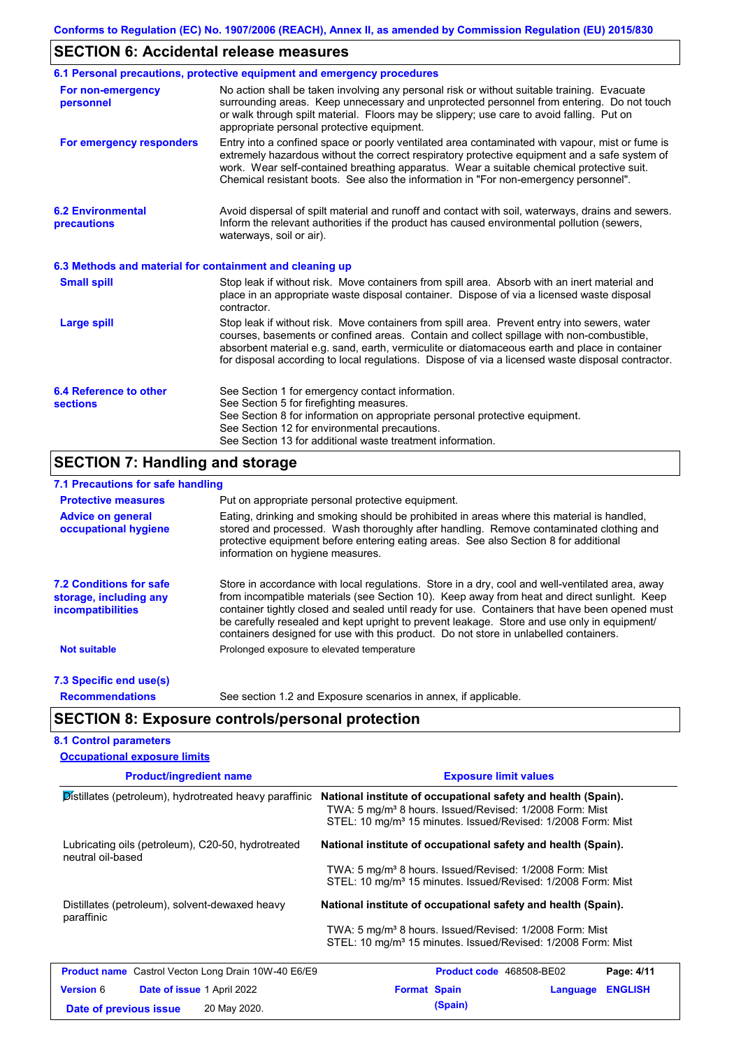## SECTION 6: Accidental release measures

### 6.1 Personal precautions, protective equipment and emergency procedures

**For non-emergency personnel**

No action shall be taken involving any personal risk or without suitable training. Evacuate surrounding areas. Keep unnecessary and unprotected personnel from entering. Do not touch or walk through spilt material. Floors may be slippery; use care to avoid falling. Put on appropriate personal protective equipment.

**For emergency responders**

Entry into a confined space or poorly ventilated area contaminated with vapour, mist or fume is extremely hazardous without the correct respiratory protective equipment and a safe system of work. Wear self-contained breathing apparatus. Wear a suitable chemical protective suit. Chemical resistant boots. See also the information in "For non-emergency personnel".

### 6.2 Environmental precautions

Avoid dispersal of spilt material and runoff and contact with soil, waterways, drains and sewers. Inform the relevant authorities if the product has caused environmental pollution (sewers, waterways, soil or air).

### 6.3 Methods and material for containment and cleaning up

**Small spill**

Stop leak if without risk. Move containers from spill area. Absorb with an inert material and place in an appropriate waste disposal container. Dispose of via a licensed waste disposal contractor.

**Large spill**

Stop leak if without risk. Move containers from spill area. Prevent entry into sewers, water courses, basements or confined areas. Contain and collect spillage with non-combustible, absorbent material e.g. sand, earth, vermiculite or diatomaceous earth and place in container for disposal according to local regulations. Dispose of via a licensed waste disposal contractor.

### 6.4 Reference to other sections

See Section 1 for emergency contact information.
See Section 5 for firefighting measures.
See Section 8 for information on appropriate personal protective equipment.
See Section 12 for environmental precautions.
See Section 13 for additional waste treatment information.

## SECTION 7: Handling and storage

### 7.1 Precautions for safe handling

**Protective measures**

Put on appropriate personal protective equipment.

**Advice on general occupational hygiene**

Eating, drinking and smoking should be prohibited in areas where this material is handled, stored and processed. Wash thoroughly after handling. Remove contaminated clothing and protective equipment before entering eating areas. See also Section 8 for additional information on hygiene measures.

### 7.2 Conditions for safe storage, including any incompatibilities

Store in accordance with local regulations. Store in a dry, cool and well-ventilated area, away from incompatible materials (see Section 10). Keep away from heat and direct sunlight. Keep container tightly closed and sealed until ready for use. Containers that have been opened must be carefully resealed and kept upright to prevent leakage. Store and use only in equipment/containers designed for use with this product. Do not store in unlabelled containers.

**Not suitable**

Prolonged exposure to elevated temperature

### 7.3 Specific end use(s)

**Recommendations**

See section 1.2 and Exposure scenarios in annex, if applicable.

## SECTION 8: Exposure controls/personal protection

### 8.1 Control parameters

**Occupational exposure limits**

| Product/ingredient name | Exposure limit values |
|---|---|
| Distillates (petroleum), hydrotreated heavy paraffinic | **National institute of occupational safety and health (Spain).**<br>TWA: 5 mg/m³ 8 hours. Issued/Revised: 1/2008 Form: Mist<br>STEL: 10 mg/m³ 15 minutes. Issued/Revised: 1/2008 Form: Mist |
| Lubricating oils (petroleum), C20-50, hydrotreated neutral oil-based | **National institute of occupational safety and health (Spain).**<br>TWA: 5 mg/m³ 8 hours. Issued/Revised: 1/2008 Form: Mist<br>STEL: 10 mg/m³ 15 minutes. Issued/Revised: 1/2008 Form: Mist |
| Distillates (petroleum), solvent-dewaxed heavy paraffinic | **National institute of occupational safety and health (Spain).**<br>TWA: 5 mg/m³ 8 hours. Issued/Revised: 1/2008 Form: Mist<br>STEL: 10 mg/m³ 15 minutes. Issued/Revised: 1/2008 Form: Mist |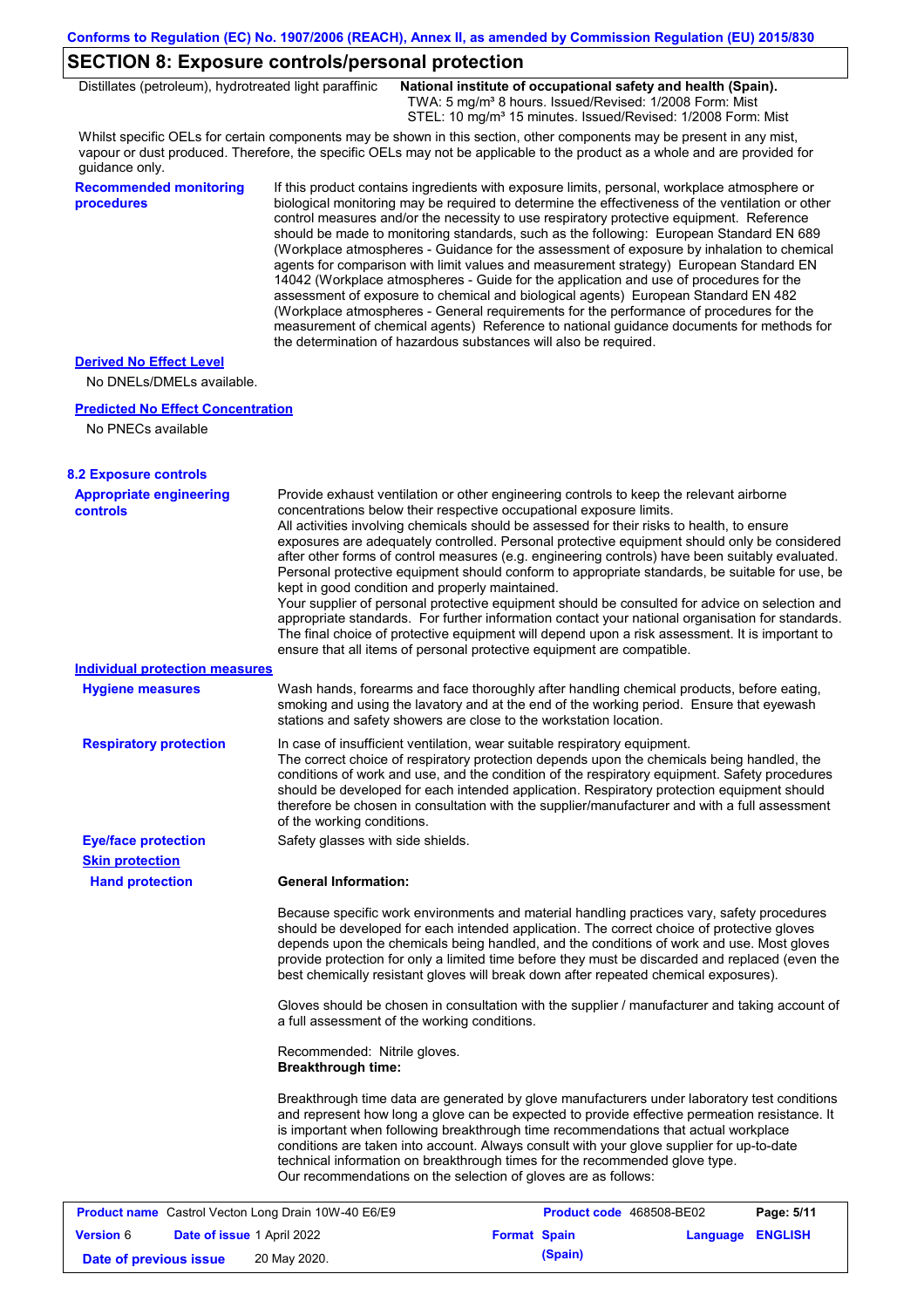## SECTION 8: Exposure controls/personal protection

| | |
|---|---|
| Distillates (petroleum), hydrotreated light paraffinic | **National institute of occupational safety and health (Spain).** TWA: 5 mg/m³ 8 hours. Issued/Revised: 1/2008 Form: Mist STEL: 10 mg/m³ 15 minutes. Issued/Revised: 1/2008 Form: Mist |

Whilst specific OELs for certain components may be shown in this section, other components may be present in any mist, vapour or dust produced. Therefore, the specific OELs may not be applicable to the product as a whole and are provided for guidance only.

**Recommended monitoring procedures**

If this product contains ingredients with exposure limits, personal, workplace atmosphere or biological monitoring may be required to determine the effectiveness of the ventilation or other control measures and/or the necessity to use respiratory protective equipment. Reference should be made to monitoring standards, such as the following: European Standard EN 689 (Workplace atmospheres - Guidance for the assessment of exposure by inhalation to chemical agents for comparison with limit values and measurement strategy) European Standard EN 14042 (Workplace atmospheres - Guide for the application and use of procedures for the assessment of exposure to chemical and biological agents) European Standard EN 482 (Workplace atmospheres - General requirements for the performance of procedures for the measurement of chemical agents) Reference to national guidance documents for methods for the determination of hazardous substances will also be required.

**Derived No Effect Level**

No DNELs/DMELs available.

**Predicted No Effect Concentration**

No PNECs available

### 8.2 Exposure controls

**Appropriate engineering controls**

Provide exhaust ventilation or other engineering controls to keep the relevant airborne concentrations below their respective occupational exposure limits.
All activities involving chemicals should be assessed for their risks to health, to ensure exposures are adequately controlled. Personal protective equipment should only be considered after other forms of control measures (e.g. engineering controls) have been suitably evaluated. Personal protective equipment should conform to appropriate standards, be suitable for use, be kept in good condition and properly maintained.
Your supplier of personal protective equipment should be consulted for advice on selection and appropriate standards. For further information contact your national organisation for standards. The final choice of protective equipment will depend upon a risk assessment. It is important to ensure that all items of personal protective equipment are compatible.

**Individual protection measures**

**Hygiene measures**

Wash hands, forearms and face thoroughly after handling chemical products, before eating, smoking and using the lavatory and at the end of the working period. Ensure that eyewash stations and safety showers are close to the workstation location.

**Respiratory protection**

In case of insufficient ventilation, wear suitable respiratory equipment.
The correct choice of respiratory protection depends upon the chemicals being handled, the conditions of work and use, and the condition of the respiratory equipment. Safety procedures should be developed for each intended application. Respiratory protection equipment should therefore be chosen in consultation with the supplier/manufacturer and with a full assessment of the working conditions.

**Eye/face protection**

Safety glasses with side shields.

**Skin protection**

**Hand protection**

**General Information:**

Because specific work environments and material handling practices vary, safety procedures should be developed for each intended application. The correct choice of protective gloves depends upon the chemicals being handled, and the conditions of work and use. Most gloves provide protection for only a limited time before they must be discarded and replaced (even the best chemically resistant gloves will break down after repeated chemical exposures).

Gloves should be chosen in consultation with the supplier / manufacturer and taking account of a full assessment of the working conditions.

Recommended: Nitrile gloves.
**Breakthrough time:**

Breakthrough time data are generated by glove manufacturers under laboratory test conditions and represent how long a glove can be expected to provide effective permeation resistance. It is important when following breakthrough time recommendations that actual workplace conditions are taken into account. Always consult with your glove supplier for up-to-date technical information on breakthrough times for the recommended glove type.
Our recommendations on the selection of gloves are as follows: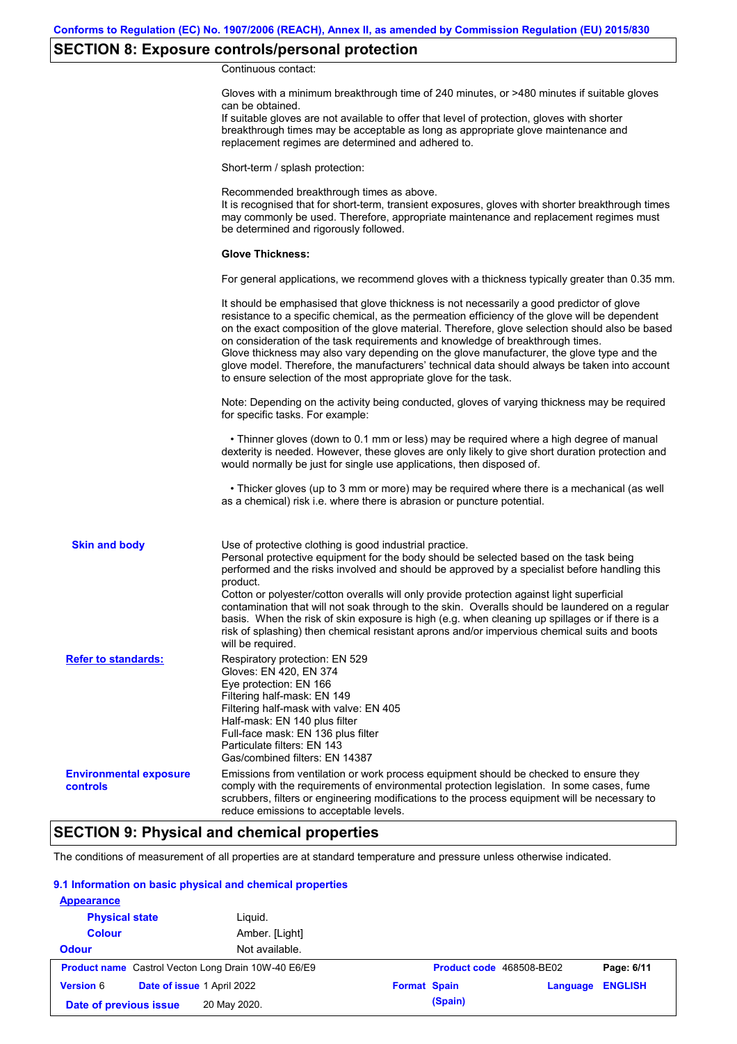## SECTION 8: Exposure controls/personal protection

Continuous contact:

Gloves with a minimum breakthrough time of 240 minutes, or >480 minutes if suitable gloves can be obtained.
If suitable gloves are not available to offer that level of protection, gloves with shorter breakthrough times may be acceptable as long as appropriate glove maintenance and replacement regimes are determined and adhered to.

Short-term / splash protection:

Recommended breakthrough times as above.
It is recognised that for short-term, transient exposures, gloves with shorter breakthrough times may commonly be used. Therefore, appropriate maintenance and replacement regimes must be determined and rigorously followed.

**Glove Thickness:**

For general applications, we recommend gloves with a thickness typically greater than 0.35 mm.

It should be emphasised that glove thickness is not necessarily a good predictor of glove resistance to a specific chemical, as the permeation efficiency of the glove will be dependent on the exact composition of the glove material. Therefore, glove selection should also be based on consideration of the task requirements and knowledge of breakthrough times.
Glove thickness may also vary depending on the glove manufacturer, the glove type and the glove model. Therefore, the manufacturers' technical data should always be taken into account to ensure selection of the most appropriate glove for the task.

Note: Depending on the activity being conducted, gloves of varying thickness may be required for specific tasks. For example:

• Thinner gloves (down to 0.1 mm or less) may be required where a high degree of manual dexterity is needed. However, these gloves are only likely to give short duration protection and would normally be just for single use applications, then disposed of.

• Thicker gloves (up to 3 mm or more) may be required where there is a mechanical (as well as a chemical) risk i.e. where there is abrasion or puncture potential.

**Skin and body**

Use of protective clothing is good industrial practice.
Personal protective equipment for the body should be selected based on the task being performed and the risks involved and should be approved by a specialist before handling this product.
Cotton or polyester/cotton overalls will only provide protection against light superficial contamination that will not soak through to the skin. Overalls should be laundered on a regular basis. When the risk of skin exposure is high (e.g. when cleaning up spillages or if there is a risk of splashing) then chemical resistant aprons and/or impervious chemical suits and boots will be required.

**Refer to standards:**

Respiratory protection: EN 529
Gloves: EN 420, EN 374
Eye protection: EN 166
Filtering half-mask: EN 149
Filtering half-mask with valve: EN 405
Half-mask: EN 140 plus filter
Full-face mask: EN 136 plus filter
Particulate filters: EN 143
Gas/combined filters: EN 14387

**Environmental exposure controls**

Emissions from ventilation or work process equipment should be checked to ensure they comply with the requirements of environmental protection legislation. In some cases, fume scrubbers, filters or engineering modifications to the process equipment will be necessary to reduce emissions to acceptable levels.

## SECTION 9: Physical and chemical properties

The conditions of measurement of all properties are at standard temperature and pressure unless otherwise indicated.

### 9.1 Information on basic physical and chemical properties

**Appearance**

**Physical state** Liquid.

**Colour** Amber. [Light]

**Odour** Not available.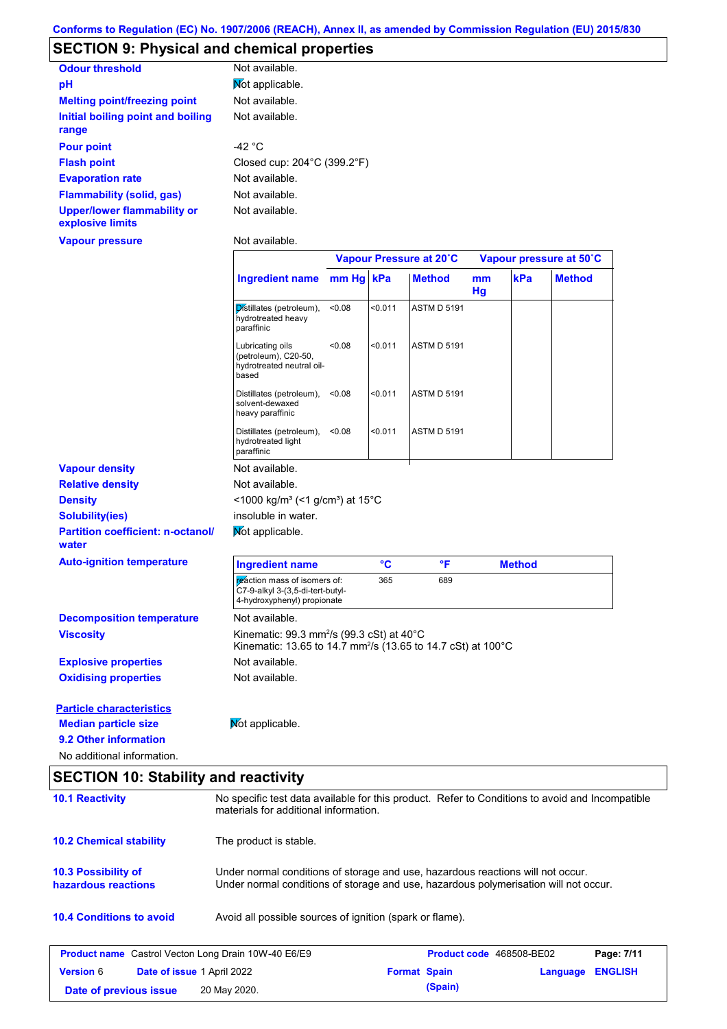Conforms to Regulation (EC) No. 1907/2006 (REACH), Annex II, as amended by Commission Regulation (EU) 2015/830

## SECTION 9: Physical and chemical properties

| | |
|---|---|
| **Odour threshold** | Not available. |
| **pH** | Not applicable. |
| **Melting point/freezing point** | Not available. |
| **Initial boiling point and boiling range** | Not available. |
| **Pour point** | -42 °C |
| **Flash point** | Closed cup: 204°C (399.2°F) |
| **Evaporation rate** | Not available. |
| **Flammability (solid, gas)** | Not available. |
| **Upper/lower flammability or explosive limits** | Not available. |
| **Vapour pressure** | Not available. |

| | Vapour Pressure at 20˚C | | | Vapour pressure at 50˚C | | |
|---|---|---|---|---|---|---|
| **Ingredient name** | **mm Hg** | **kPa** | **Method** | **mm Hg** | **kPa** | **Method** |
| Distillates (petroleum), hydrotreated heavy paraffinic | <0.08 | <0.011 | ASTM D 5191 | | | |
| Lubricating oils (petroleum), C20-50, hydrotreated neutral oil-based | <0.08 | <0.011 | ASTM D 5191 | | | |
| Distillates (petroleum), solvent-dewaxed heavy paraffinic | <0.08 | <0.011 | ASTM D 5191 | | | |
| Distillates (petroleum), hydrotreated light paraffinic | <0.08 | <0.011 | ASTM D 5191 | | | |

| | |
|---|---|
| **Vapour density** | Not available. |
| **Relative density** | Not available. |
| **Density** | <1000 kg/m³ (<1 g/cm³) at 15°C |
| **Solubility(ies)** | insoluble in water. |
| **Partition coefficient: n-octanol/water** | Not applicable. |
| **Auto-ignition temperature** | |

| Ingredient name | °C | °F | Method |
|---|---|---|---|
| reaction mass of isomers of: C7-9-alkyl 3-(3,5-di-tert-butyl-4-hydroxyphenyl) propionate | 365 | 689 | |

| | |
|---|---|
| **Decomposition temperature** | Not available. |
| **Viscosity** | Kinematic: 99.3 mm²/s (99.3 cSt) at 40°C<br>Kinematic: 13.65 to 14.7 mm²/s (13.65 to 14.7 cSt) at 100°C |
| **Explosive properties** | Not available. |
| **Oxidising properties** | Not available. |

**Particle characteristics**

**Median particle size**: Not applicable.

**9.2 Other information**

No additional information.

## SECTION 10: Stability and reactivity

**10.1 Reactivity**: No specific test data available for this product. Refer to Conditions to avoid and Incompatible materials for additional information.

**10.2 Chemical stability**: The product is stable.

**10.3 Possibility of hazardous reactions**: Under normal conditions of storage and use, hazardous reactions will not occur. Under normal conditions of storage and use, hazardous polymerisation will not occur.

**10.4 Conditions to avoid**: Avoid all possible sources of ignition (spark or flame).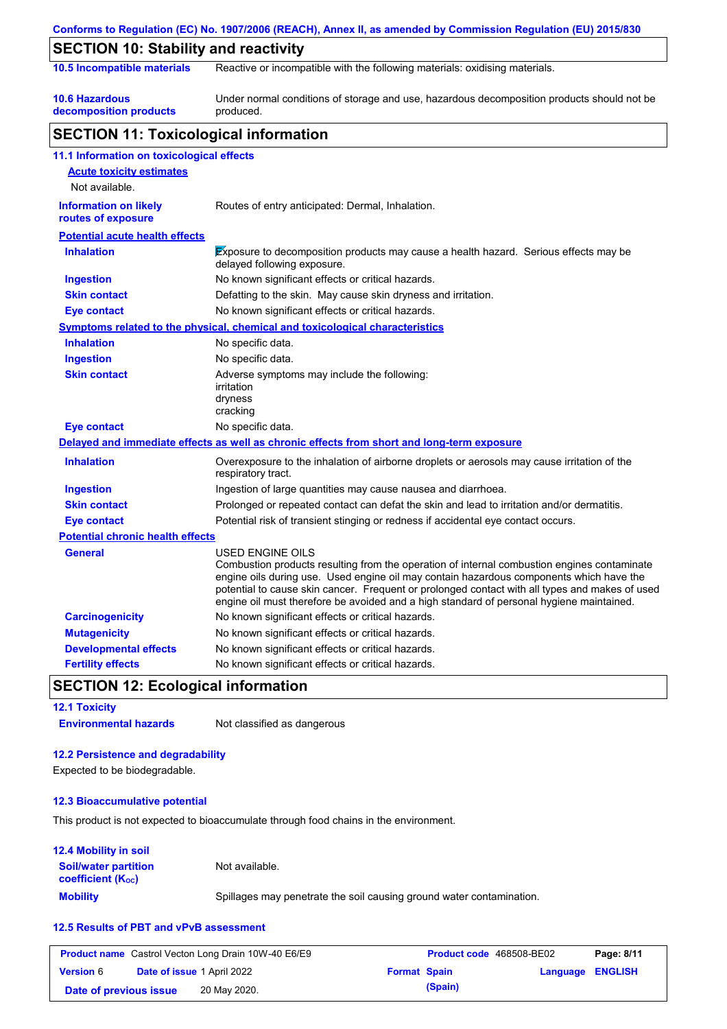Conforms to Regulation (EC) No. 1907/2006 (REACH), Annex II, as amended by Commission Regulation (EU) 2015/830

## SECTION 10: Stability and reactivity

| | |
|---|---|
| **10.5 Incompatible materials** | Reactive or incompatible with the following materials: oxidising materials. |
| **10.6 Hazardous decomposition products** | Under normal conditions of storage and use, hazardous decomposition products should not be produced. |

## SECTION 11: Toxicological information

### 11.1 Information on toxicological effects

**Acute toxicity estimates**

Not available.

| | |
|---|---|
| **Information on likely routes of exposure** | Routes of entry anticipated: Dermal, Inhalation. |

**Potential acute health effects**

| | |
|---|---|
| **Inhalation** | Exposure to decomposition products may cause a health hazard. Serious effects may be delayed following exposure. |
| **Ingestion** | No known significant effects or critical hazards. |
| **Skin contact** | Defatting to the skin. May cause skin dryness and irritation. |
| **Eye contact** | No known significant effects or critical hazards. |

**Symptoms related to the physical, chemical and toxicological characteristics**

| | |
|---|---|
| **Inhalation** | No specific data. |
| **Ingestion** | No specific data. |
| **Skin contact** | Adverse symptoms may include the following: irritation dryness cracking |
| **Eye contact** | No specific data. |

**Delayed and immediate effects as well as chronic effects from short and long-term exposure**

| | |
|---|---|
| **Inhalation** | Overexposure to the inhalation of airborne droplets or aerosols may cause irritation of the respiratory tract. |
| **Ingestion** | Ingestion of large quantities may cause nausea and diarrhoea. |
| **Skin contact** | Prolonged or repeated contact can defat the skin and lead to irritation and/or dermatitis. |
| **Eye contact** | Potential risk of transient stinging or redness if accidental eye contact occurs. |

**Potential chronic health effects**

| | |
|---|---|
| **General** | USED ENGINE OILS Combustion products resulting from the operation of internal combustion engines contaminate engine oils during use. Used engine oil may contain hazardous components which have the potential to cause skin cancer. Frequent or prolonged contact with all types and makes of used engine oil must therefore be avoided and a high standard of personal hygiene maintained. |
| **Carcinogenicity** | No known significant effects or critical hazards. |
| **Mutagenicity** | No known significant effects or critical hazards. |
| **Developmental effects** | No known significant effects or critical hazards. |
| **Fertility effects** | No known significant effects or critical hazards. |

## SECTION 12: Ecological information

### 12.1 Toxicity

| | |
|---|---|
| **Environmental hazards** | Not classified as dangerous |

### 12.2 Persistence and degradability

Expected to be biodegradable.

### 12.3 Bioaccumulative potential

This product is not expected to bioaccumulate through food chains in the environment.

### 12.4 Mobility in soil

| | |
|---|---|
| **Soil/water partition coefficient ($K_{OC}$)** | Not available. |
| **Mobility** | Spillages may penetrate the soil causing ground water contamination. |

### 12.5 Results of PBT and vPvB assessment

| | | | |
|---|---|---|---|
| **Product name** Castrol Vecton Long Drain 10W-40 E6/E9 | | **Product code** 468508-BE02 | |
| **Version** 6 | **Date of issue** 1 April 2022 | **Format** Spain (Spain) | **Language** ENGLISH |
| **Date of previous issue** | 20 May 2020. | | |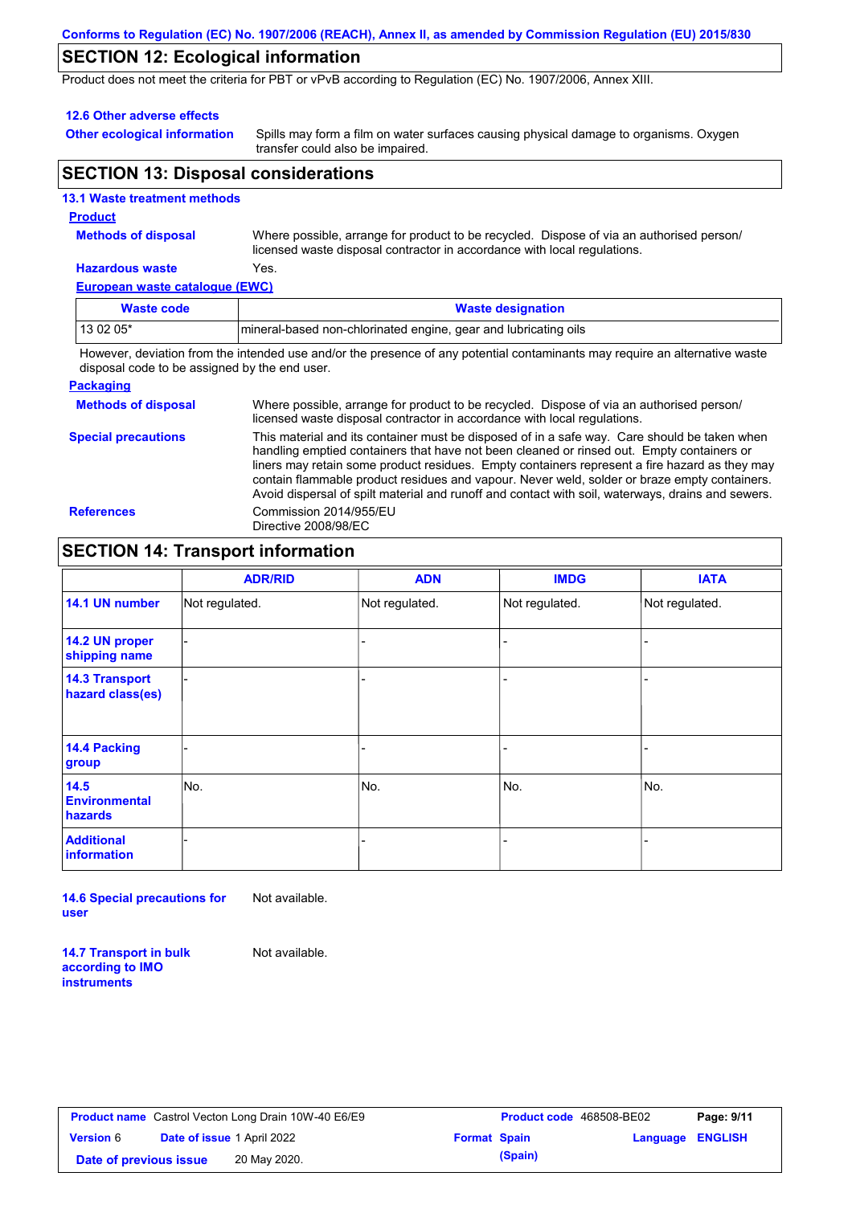## SECTION 12: Ecological information

Product does not meet the criteria for PBT or vPvB according to Regulation (EC) No. 1907/2006, Annex XIII.

### 12.6 Other adverse effects

**Other ecological information**: Spills may form a film on water surfaces causing physical damage to organisms. Oxygen transfer could also be impaired.

## SECTION 13: Disposal considerations

### 13.1 Waste treatment methods

**Product**

**Methods of disposal**: Where possible, arrange for product to be recycled. Dispose of via an authorised person/ licensed waste disposal contractor in accordance with local regulations.

**Hazardous waste**: Yes.

**European waste catalogue (EWC)**

| Waste code | Waste designation |
|---|---|
| 13 02 05* | mineral-based non-chlorinated engine, gear and lubricating oils |

However, deviation from the intended use and/or the presence of any potential contaminants may require an alternative waste disposal code to be assigned by the end user.

**Packaging**

**Methods of disposal**: Where possible, arrange for product to be recycled. Dispose of via an authorised person/ licensed waste disposal contractor in accordance with local regulations.

**Special precautions**: This material and its container must be disposed of in a safe way. Care should be taken when handling emptied containers that have not been cleaned or rinsed out. Empty containers or liners may retain some product residues. Empty containers represent a fire hazard as they may contain flammable product residues and vapour. Never weld, solder or braze empty containers. Avoid dispersal of spilt material and runoff and contact with soil, waterways, drains and sewers.

**References**: Commission 2014/955/EU
Directive 2008/98/EC

## SECTION 14: Transport information

| | ADR/RID | ADN | IMDG | IATA |
|---|---|---|---|---|
| **14.1 UN number** | Not regulated. | Not regulated. | Not regulated. | Not regulated. |
| **14.2 UN proper shipping name** | - | - | - | - |
| **14.3 Transport hazard class(es)** | - | - | - | - |
| **14.4 Packing group** | - | - | - | - |
| **14.5 Environmental hazards** | No. | No. | No. | No. |
| **Additional information** | - | - | - | - |

**14.6 Special precautions for user**: Not available.

**14.7 Transport in bulk according to IMO instruments**: Not available.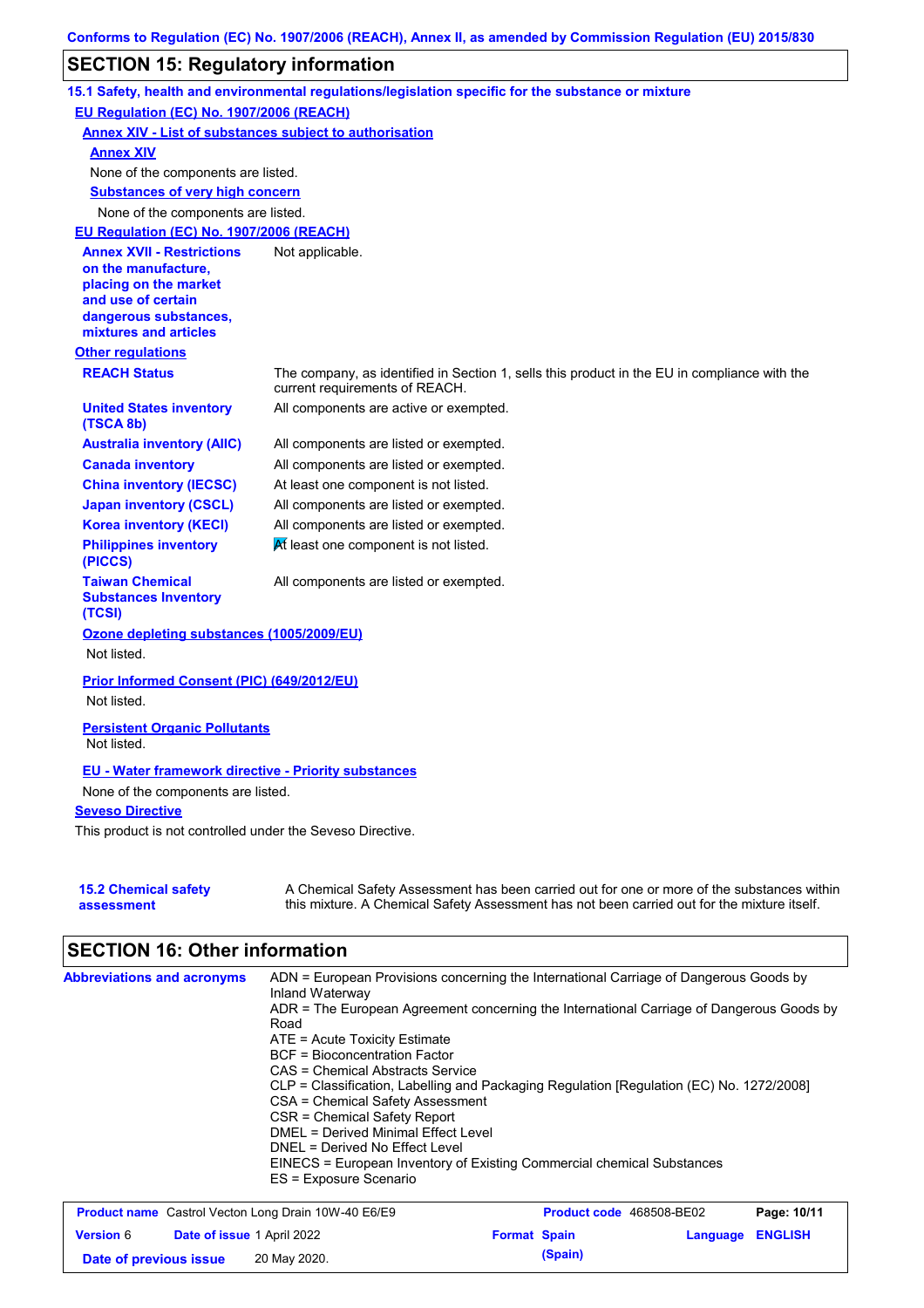Conforms to Regulation (EC) No. 1907/2006 (REACH), Annex II, as amended by Commission Regulation (EU) 2015/830

## SECTION 15: Regulatory information

### 15.1 Safety, health and environmental regulations/legislation specific for the substance or mixture

**EU Regulation (EC) No. 1907/2006 (REACH)**

**Annex XIV - List of substances subject to authorisation**

**Annex XIV**

None of the components are listed.

**Substances of very high concern**

None of the components are listed.

**EU Regulation (EC) No. 1907/2006 (REACH)**

| | |
|---|---|
| **Annex XVII - Restrictions on the manufacture, placing on the market and use of certain dangerous substances, mixtures and articles** | Not applicable. |

**Other regulations**

| | |
|---|---|
| **REACH Status** | The company, as identified in Section 1, sells this product in the EU in compliance with the current requirements of REACH. |
| **United States inventory (TSCA 8b)** | All components are active or exempted. |
| **Australia inventory (AIIC)** | All components are listed or exempted. |
| **Canada inventory** | All components are listed or exempted. |
| **China inventory (IECSC)** | At least one component is not listed. |
| **Japan inventory (CSCL)** | All components are listed or exempted. |
| **Korea inventory (KECI)** | All components are listed or exempted. |
| **Philippines inventory (PICCS)** | At least one component is not listed. |
| **Taiwan Chemical Substances Inventory (TCSI)** | All components are listed or exempted. |

**Ozone depleting substances (1005/2009/EU)**

Not listed.

**Prior Informed Consent (PIC) (649/2012/EU)**

Not listed.

**Persistent Organic Pollutants**

Not listed.

**EU - Water framework directive - Priority substances**

None of the components are listed.

**Seveso Directive**

This product is not controlled under the Seveso Directive.

| | |
|---|---|
| **15.2 Chemical safety assessment** | A Chemical Safety Assessment has been carried out for one or more of the substances within this mixture. A Chemical Safety Assessment has not been carried out for the mixture itself. |

## SECTION 16: Other information

**Abbreviations and acronyms**

ADN = European Provisions concerning the International Carriage of Dangerous Goods by Inland Waterway
ADR = The European Agreement concerning the International Carriage of Dangerous Goods by Road
ATE = Acute Toxicity Estimate
BCF = Bioconcentration Factor
CAS = Chemical Abstracts Service
CLP = Classification, Labelling and Packaging Regulation [Regulation (EC) No. 1272/2008]
CSA = Chemical Safety Assessment
CSR = Chemical Safety Report
DMEL = Derived Minimal Effect Level
DNEL = Derived No Effect Level
EINECS = European Inventory of Existing Commercial chemical Substances
ES = Exposure Scenario

| | | | |
|---|---|---|---|
| **Product name** Castrol Vecton Long Drain 10W-40 E6/E9 | | **Product code** 468508-BE02 | |
| **Version** 6 | **Date of issue** 1 April 2022 | **Format** Spain (Spain) | **Language** ENGLISH |
| **Date of previous issue** | 20 May 2020. | | |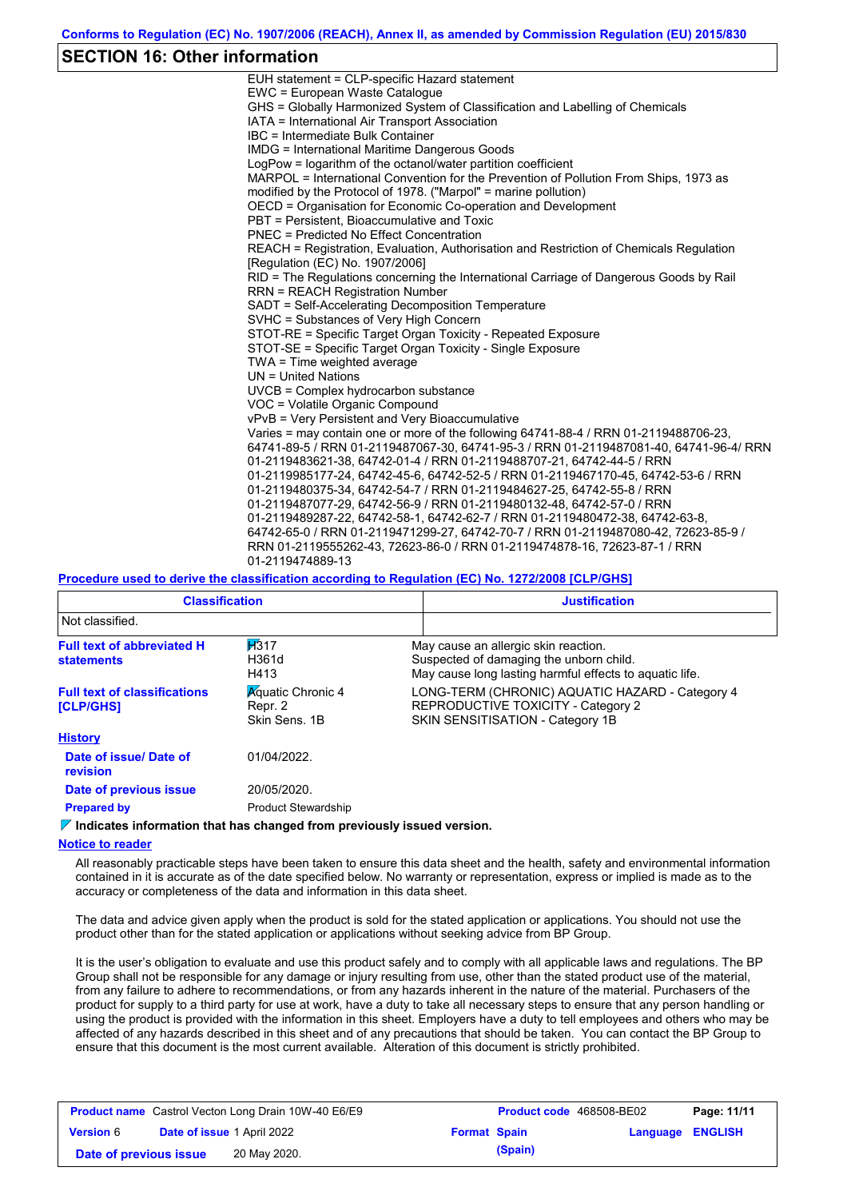## SECTION 16: Other information

EUH statement = CLP-specific Hazard statement
EWC = European Waste Catalogue
GHS = Globally Harmonized System of Classification and Labelling of Chemicals
IATA = International Air Transport Association
IBC = Intermediate Bulk Container
IMDG = International Maritime Dangerous Goods
LogPow = logarithm of the octanol/water partition coefficient
MARPOL = International Convention for the Prevention of Pollution From Ships, 1973 as modified by the Protocol of 1978. ("Marpol" = marine pollution)
OECD = Organisation for Economic Co-operation and Development
PBT = Persistent, Bioaccumulative and Toxic
PNEC = Predicted No Effect Concentration
REACH = Registration, Evaluation, Authorisation and Restriction of Chemicals Regulation [Regulation (EC) No. 1907/2006]
RID = The Regulations concerning the International Carriage of Dangerous Goods by Rail
RRN = REACH Registration Number
SADT = Self-Accelerating Decomposition Temperature
SVHC = Substances of Very High Concern
STOT-RE = Specific Target Organ Toxicity - Repeated Exposure
STOT-SE = Specific Target Organ Toxicity - Single Exposure
TWA = Time weighted average
UN = United Nations
UVCB = Complex hydrocarbon substance
VOC = Volatile Organic Compound
vPvB = Very Persistent and Very Bioaccumulative
Varies = may contain one or more of the following 64741-88-4 / RRN 01-2119488706-23, 64741-89-5 / RRN 01-2119487067-30, 64741-95-3 / RRN 01-2119487081-40, 64741-96-4/ RRN 01-2119483621-38, 64742-01-4 / RRN 01-2119488707-21, 64742-44-5 / RRN 01-2119985177-24, 64742-45-6, 64742-52-5 / RRN 01-2119467170-45, 64742-53-6 / RRN 01-2119480375-34, 64742-54-7 / RRN 01-2119484627-25, 64742-55-8 / RRN 01-2119487077-29, 64742-56-9 / RRN 01-2119480132-48, 64742-57-0 / RRN 01-2119489287-22, 64742-58-1, 64742-62-7 / RRN 01-2119480472-38, 64742-63-8, 64742-65-0 / RRN 01-2119471299-27, 64742-70-7 / RRN 01-2119487080-42, 72623-85-9 / RRN 01-2119555262-43, 72623-86-0 / RRN 01-2119474878-16, 72623-87-1 / RRN 01-2119474889-13

**Procedure used to derive the classification according to Regulation (EC) No. 1272/2008 [CLP/GHS]**

| Classification | Justification |
|---|---|
| Not classified. | |

**Full text of abbreviated H statements**

| | |
|---|---|
| H317 | May cause an allergic skin reaction. |
| H361d | Suspected of damaging the unborn child. |
| H413 | May cause long lasting harmful effects to aquatic life. |

**Full text of classifications [CLP/GHS]**

| | |
|---|---|
| Aquatic Chronic 4 | LONG-TERM (CHRONIC) AQUATIC HAZARD - Category 4 |
| Repr. 2 | REPRODUCTIVE TOXICITY - Category 2 |
| Skin Sens. 1B | SKIN SENSITISATION - Category 1B |

**History**

**Date of issue/ Date of revision:** 01/04/2022.

**Date of previous issue:** 20/05/2020.

**Prepared by:** Product Stewardship

**Indicates information that has changed from previously issued version.**

**Notice to reader**

All reasonably practicable steps have been taken to ensure this data sheet and the health, safety and environmental information contained in it is accurate as of the date specified below. No warranty or representation, express or implied is made as to the accuracy or completeness of the data and information in this data sheet.

The data and advice given apply when the product is sold for the stated application or applications. You should not use the product other than for the stated application or applications without seeking advice from BP Group.

It is the user's obligation to evaluate and use this product safely and to comply with all applicable laws and regulations. The BP Group shall not be responsible for any damage or injury resulting from use, other than the stated product use of the material, from any failure to adhere to recommendations, or from any hazards inherent in the nature of the material. Purchasers of the product for supply to a third party for use at work, have a duty to take all necessary steps to ensure that any person handling or using the product is provided with the information in this sheet. Employers have a duty to tell employees and others who may be affected of any hazards described in this sheet and of any precautions that should be taken. You can contact the BP Group to ensure that this document is the most current available. Alteration of this document is strictly prohibited.